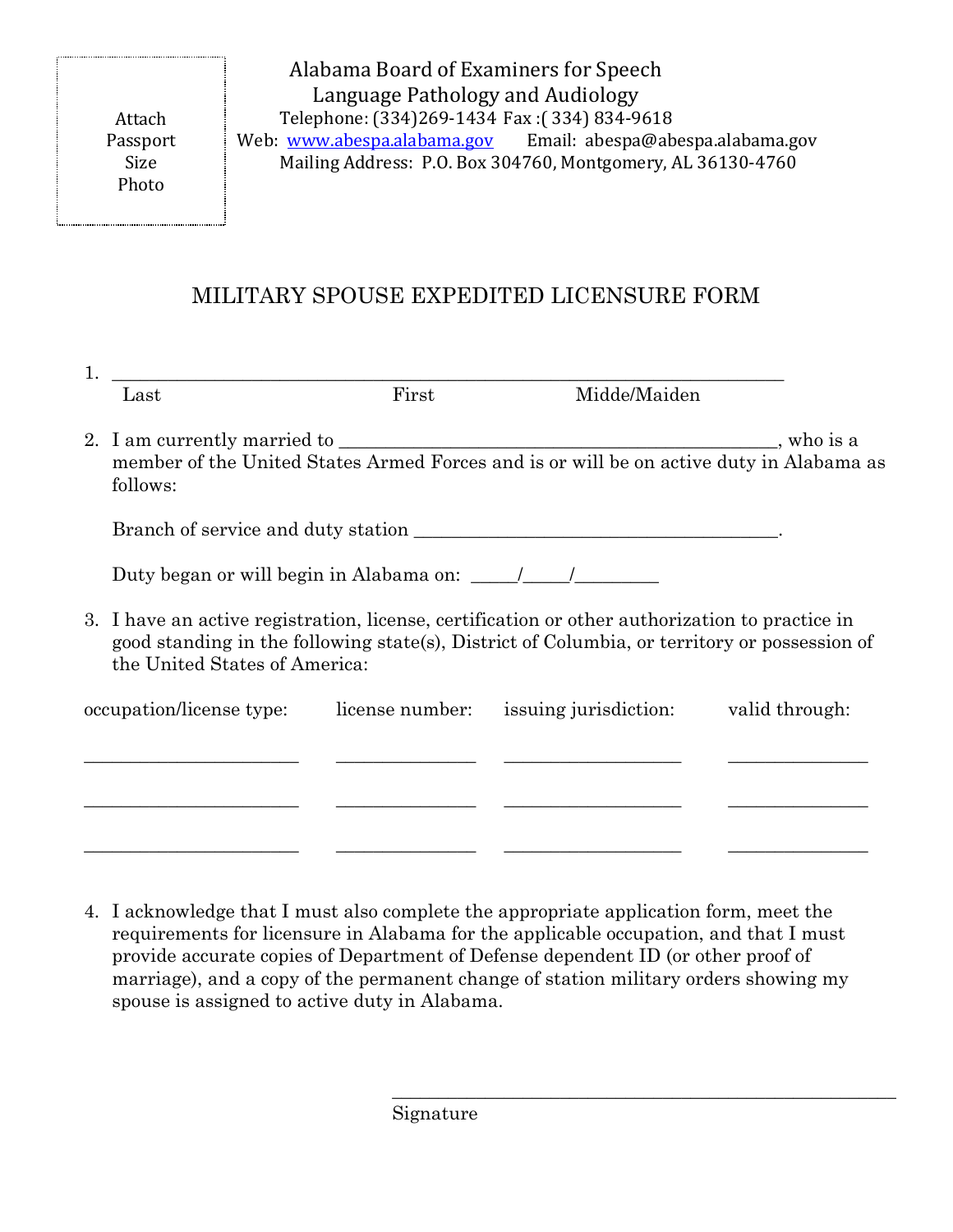Attach Passport Size Photo

Alabama Board of Examiners for Speech Language Pathology and Audiology
Telephone: (334)269-1434 Fax :( 334) 834-9618
Web: www.abespa.alabama.gov Email: abespa@abespa.alabama.gov
Mailing Address: P.O. Box 304760, Montgomery, AL 36130-4760

# MILITARY SPOUSE EXPEDITED LICENSURE FORM

1. \_\_\_\_\_\_\_\_\_\_\_\_\_\_\_\_\_\_\_\_\_\_\_\_\_\_\_\_\_\_\_\_\_\_\_\_\_\_\_\_\_\_\_\_\_\_\_\_\_\_\_\_\_\_\_\_\_\_\_\_\_\_\_\_
   Last First Midde/Maiden

2. I am currently married to \_\_\_\_\_\_\_\_\_\_\_\_\_\_\_\_\_\_\_\_\_\_\_\_\_\_\_\_\_\_\_\_\_\_\_\_\_\_\_\_, who is a member of the United States Armed Forces and is or will be on active duty in Alabama as follows:

   Branch of service and duty station \_\_\_\_\_\_\_\_\_\_\_\_\_\_\_\_\_\_\_\_\_\_\_\_\_\_\_\_\_\_\_\_\_.

   Duty began or will begin in Alabama on: \_\_\_\_\_/\_\_\_\_\_/\_\_\_\_\_\_\_\_\_

3. I have an active registration, license, certification or other authorization to practice in good standing in the following state(s), District of Columbia, or territory or possession of the United States of America:

| occupation/license type: | license number: | issuing jurisdiction: | valid through: |
|---|---|---|---|
| | | | |
| | | | |
| | | | |

4. I acknowledge that I must also complete the appropriate application form, meet the requirements for licensure in Alabama for the applicable occupation, and that I must provide accurate copies of Department of Defense dependent ID (or other proof of marriage), and a copy of the permanent change of station military orders showing my spouse is assigned to active duty in Alabama.

\_\_\_\_\_\_\_\_\_\_\_\_\_\_\_\_\_\_\_\_\_\_\_\_\_\_\_\_\_\_\_\_\_\_\_\_\_\_\_\_\_\_\_\_\_\_\_\_
Signature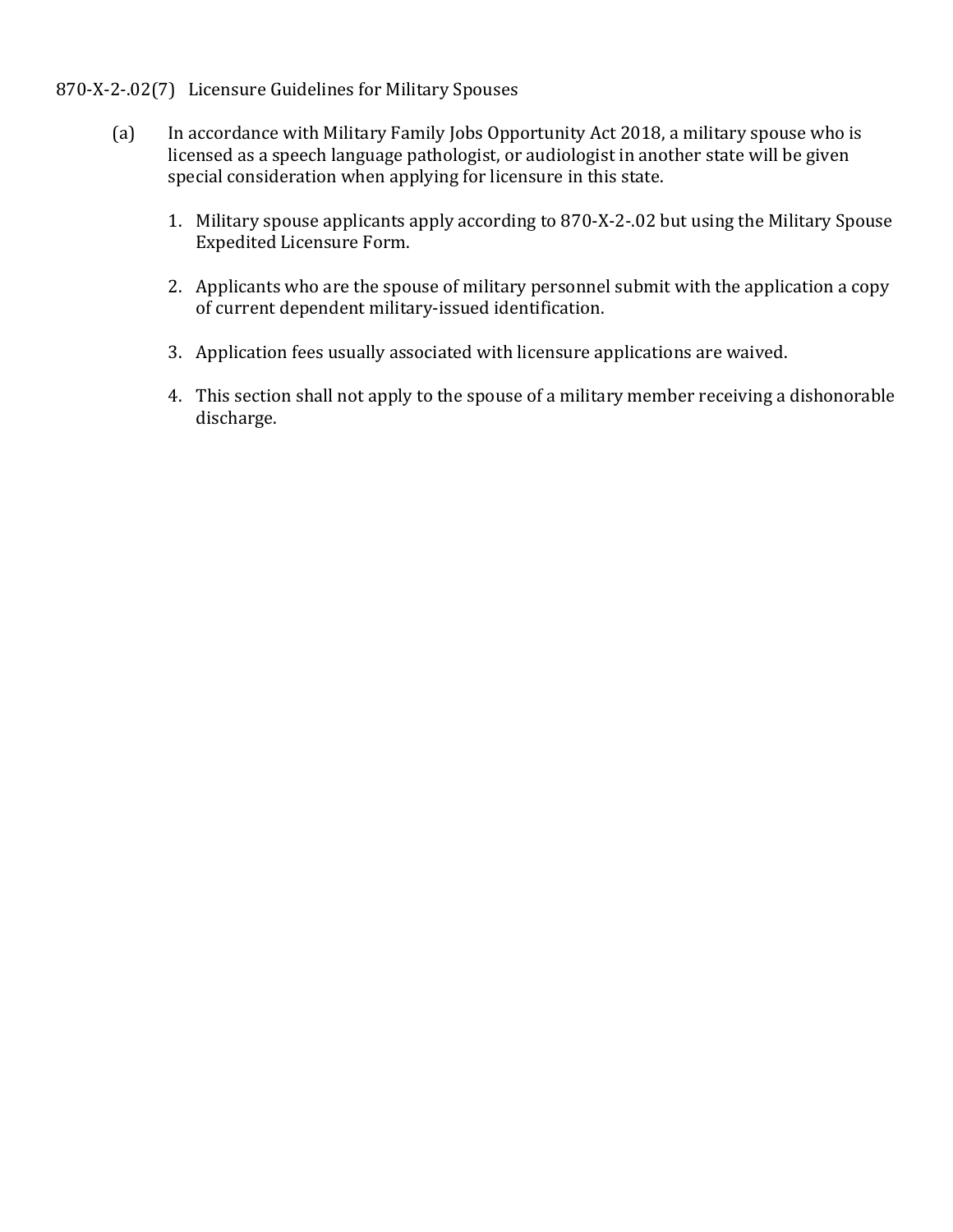870-X-2-.02(7) Licensure Guidelines for Military Spouses

(a) In accordance with Military Family Jobs Opportunity Act 2018, a military spouse who is licensed as a speech language pathologist, or audiologist in another state will be given special consideration when applying for licensure in this state.

1. Military spouse applicants apply according to 870-X-2-.02 but using the Military Spouse Expedited Licensure Form.

2. Applicants who are the spouse of military personnel submit with the application a copy of current dependent military-issued identification.

3. Application fees usually associated with licensure applications are waived.

4. This section shall not apply to the spouse of a military member receiving a dishonorable discharge.